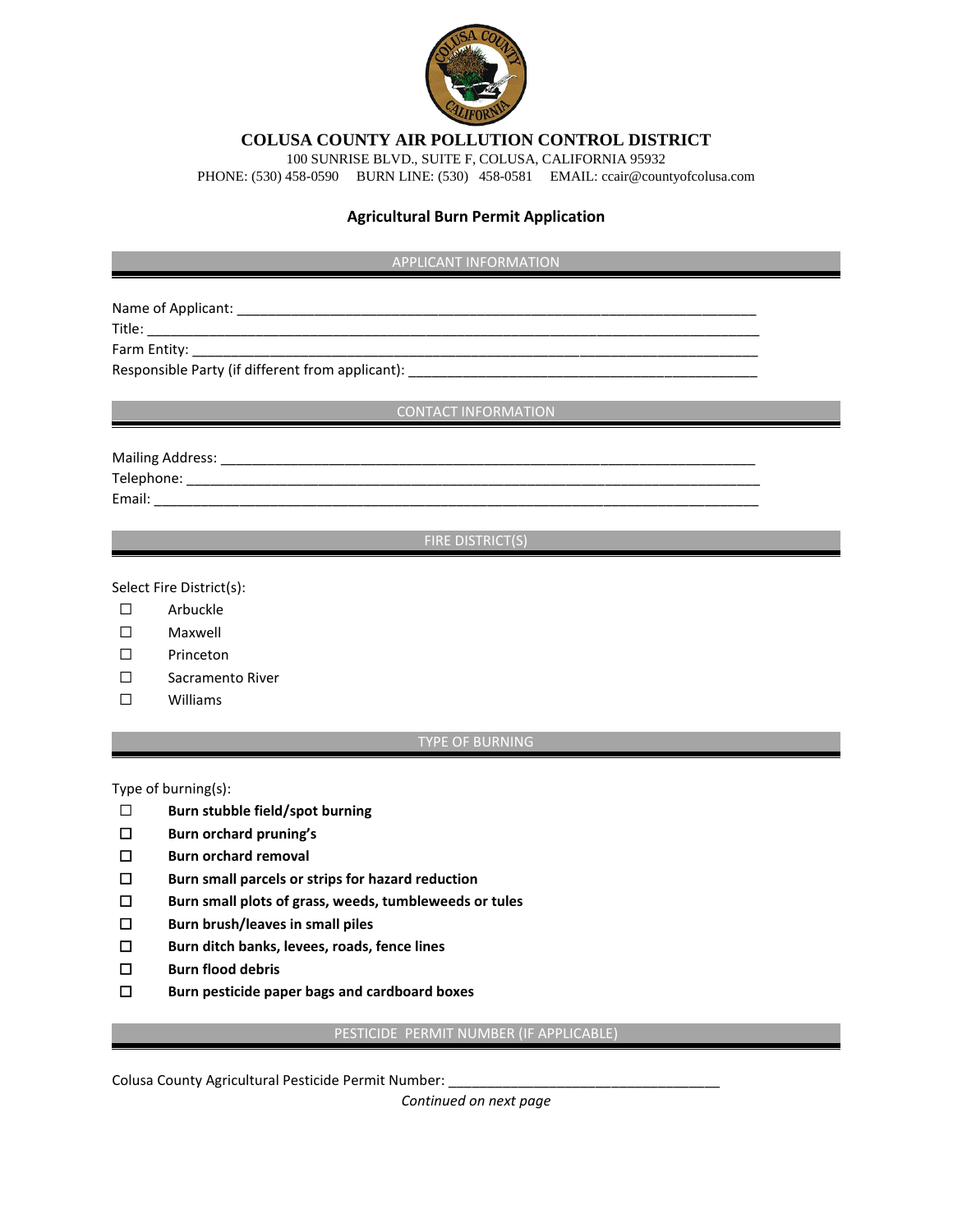# COLUSA COUNTY AIR POLLUTION CONTROL DISTRICT

100 SUNRISE BLVD., SUITE F, COLUSA, CALIFORNIA 95932

PHONE: (530) 458-0590 BURN LINE: (530) 458-0581 EMAIL: ccair@countyofcolusa.com

## Agricultural Burn Permit Application

### APPLICANT INFORMATION

Name of Applicant: ______________________________________________________________________

Title: ______________________________________________________________________________

Farm Entity: __________________________________________________________________________

Responsible Party (if different from applicant): ______________________________________________

### CONTACT INFORMATION

Mailing Address: _______________________________________________________________________

Telephone: ___________________________________________________________________________

Email: _______________________________________________________________________________

### FIRE DISTRICT(S)

Select Fire District(s):

- ☐ Arbuckle
- ☐ Maxwell
- ☐ Princeton
- ☐ Sacramento River
- ☐ Williams

### TYPE OF BURNING

Type of burning(s):

- ☐ **Burn stubble field/spot burning**
- ☐ **Burn orchard pruning's**
- ☐ **Burn orchard removal**
- ☐ **Burn small parcels or strips for hazard reduction**
- ☐ **Burn small plots of grass, weeds, tumbleweeds or tules**
- ☐ **Burn brush/leaves in small piles**
- ☐ **Burn ditch banks, levees, roads, fence lines**
- ☐ **Burn flood debris**
- ☐ **Burn pesticide paper bags and cardboard boxes**

### PESTICIDE PERMIT NUMBER (IF APPLICABLE)

Colusa County Agricultural Pesticide Permit Number: ___________________________________

*Continued on next page*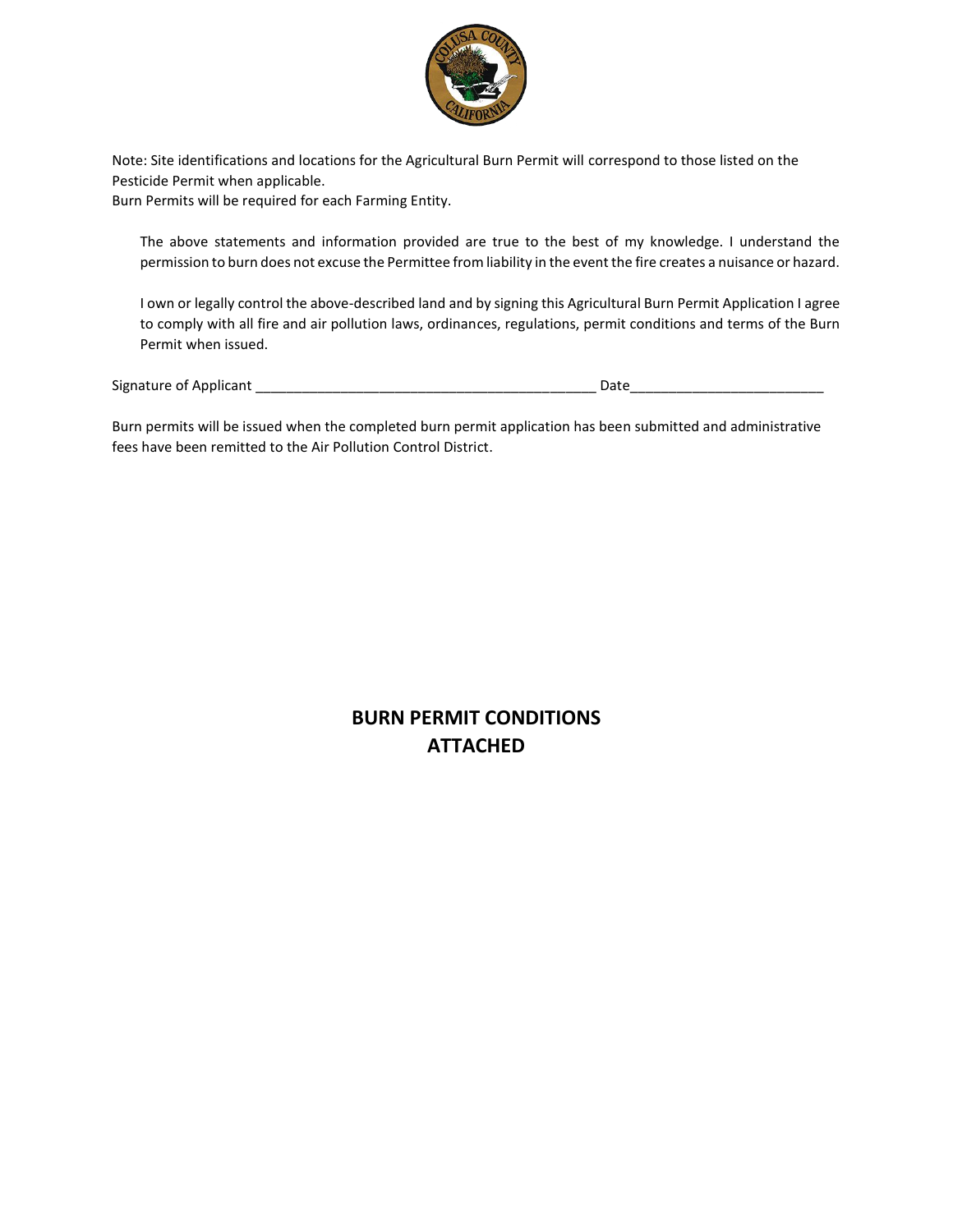Note: Site identifications and locations for the Agricultural Burn Permit will correspond to those listed on the Pesticide Permit when applicable.
Burn Permits will be required for each Farming Entity.

> The above statements and information provided are true to the best of my knowledge. I understand the permission to burn does not excuse the Permittee from liability in the event the fire creates a nuisance or hazard.
>
> I own or legally control the above-described land and by signing this Agricultural Burn Permit Application I agree to comply with all fire and air pollution laws, ordinances, regulations, permit conditions and terms of the Burn Permit when issued.

Signature of Applicant ____________________________________________ Date_________________________

Burn permits will be issued when the completed burn permit application has been submitted and administrative fees have been remitted to the Air Pollution Control District.

## BURN PERMIT CONDITIONS ATTACHED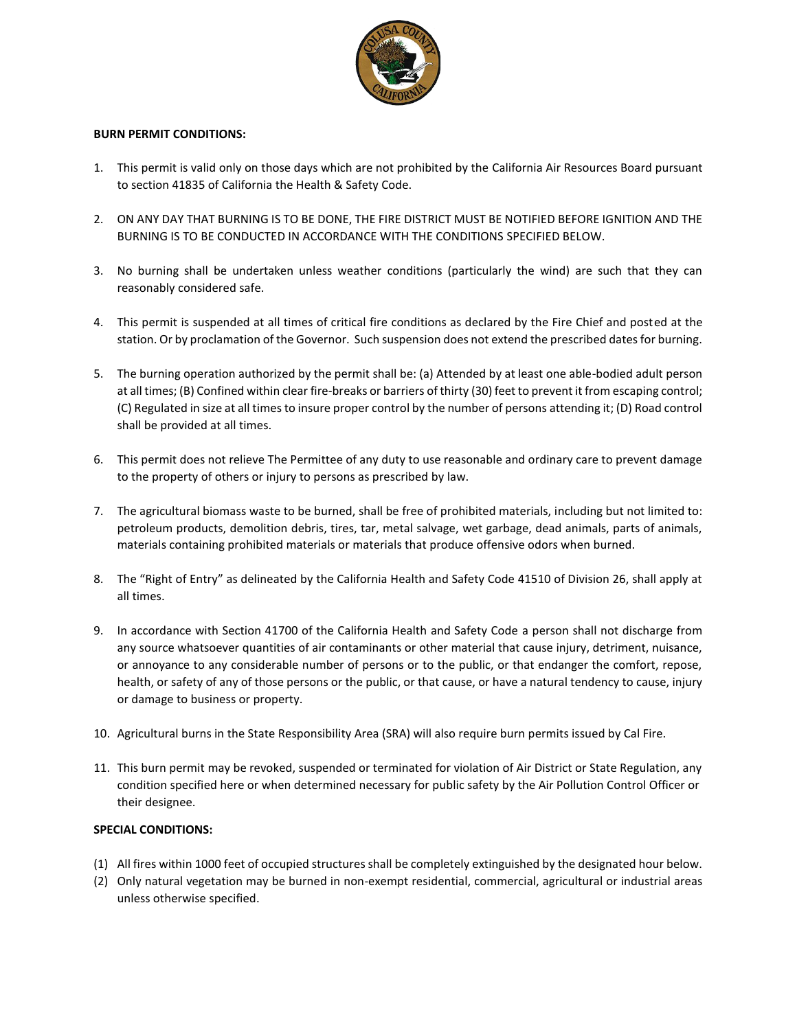**BURN PERMIT CONDITIONS:**

1. This permit is valid only on those days which are not prohibited by the California Air Resources Board pursuant to section 41835 of California the Health & Safety Code.

2. ON ANY DAY THAT BURNING IS TO BE DONE, THE FIRE DISTRICT MUST BE NOTIFIED BEFORE IGNITION AND THE BURNING IS TO BE CONDUCTED IN ACCORDANCE WITH THE CONDITIONS SPECIFIED BELOW.

3. No burning shall be undertaken unless weather conditions (particularly the wind) are such that they can reasonably considered safe.

4. This permit is suspended at all times of critical fire conditions as declared by the Fire Chief and posted at the station. Or by proclamation of the Governor. Such suspension does not extend the prescribed dates for burning.

5. The burning operation authorized by the permit shall be: (a) Attended by at least one able-bodied adult person at all times; (B) Confined within clear fire-breaks or barriers of thirty (30) feet to prevent it from escaping control; (C) Regulated in size at all times to insure proper control by the number of persons attending it; (D) Road control shall be provided at all times.

6. This permit does not relieve The Permittee of any duty to use reasonable and ordinary care to prevent damage to the property of others or injury to persons as prescribed by law.

7. The agricultural biomass waste to be burned, shall be free of prohibited materials, including but not limited to: petroleum products, demolition debris, tires, tar, metal salvage, wet garbage, dead animals, parts of animals, materials containing prohibited materials or materials that produce offensive odors when burned.

8. The "Right of Entry" as delineated by the California Health and Safety Code 41510 of Division 26, shall apply at all times.

9. In accordance with Section 41700 of the California Health and Safety Code a person shall not discharge from any source whatsoever quantities of air contaminants or other material that cause injury, detriment, nuisance, or annoyance to any considerable number of persons or to the public, or that endanger the comfort, repose, health, or safety of any of those persons or the public, or that cause, or have a natural tendency to cause, injury or damage to business or property.

10. Agricultural burns in the State Responsibility Area (SRA) will also require burn permits issued by Cal Fire.

11. This burn permit may be revoked, suspended or terminated for violation of Air District or State Regulation, any condition specified here or when determined necessary for public safety by the Air Pollution Control Officer or their designee.

**SPECIAL CONDITIONS:**

(1) All fires within 1000 feet of occupied structures shall be completely extinguished by the designated hour below.
(2) Only natural vegetation may be burned in non-exempt residential, commercial, agricultural or industrial areas unless otherwise specified.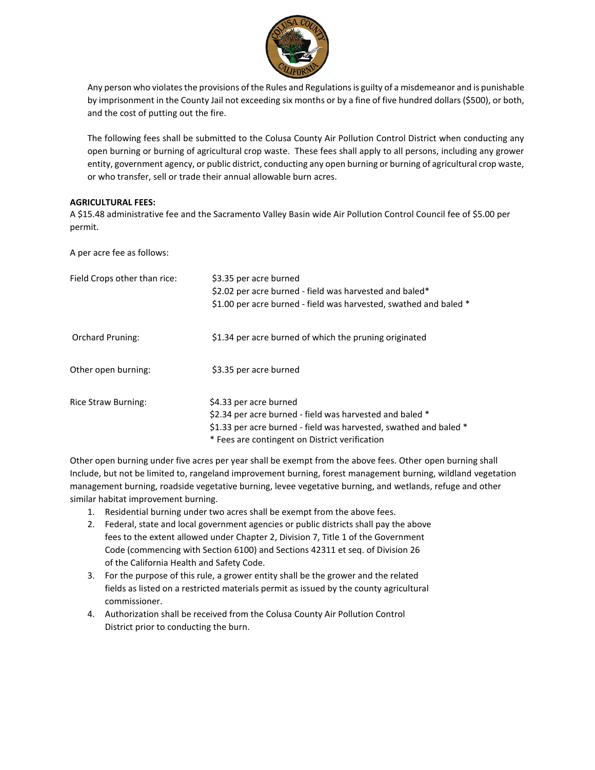Any person who violates the provisions of the Rules and Regulations is guilty of a misdemeanor and is punishable by imprisonment in the County Jail not exceeding six months or by a fine of five hundred dollars ($500), or both, and the cost of putting out the fire.

The following fees shall be submitted to the Colusa County Air Pollution Control District when conducting any open burning or burning of agricultural crop waste. These fees shall apply to all persons, including any grower entity, government agency, or public district, conducting any open burning or burning of agricultural crop waste, or who transfer, sell or trade their annual allowable burn acres.

**AGRICULTURAL FEES:**

A $15.48 administrative fee and the Sacramento Valley Basin wide Air Pollution Control Council fee of $5.00 per permit.

A per acre fee as follows:

| | |
|---|---|
| Field Crops other than rice: | $3.35 per acre burned<br>$2.02 per acre burned - field was harvested and baled*<br>$1.00 per acre burned - field was harvested, swathed and baled * |
| Orchard Pruning: | $1.34 per acre burned of which the pruning originated |
| Other open burning: | $3.35 per acre burned |
| Rice Straw Burning: | $4.33 per acre burned<br>$2.34 per acre burned - field was harvested and baled *<br>$1.33 per acre burned - field was harvested, swathed and baled *<br>* Fees are contingent on District verification |

Other open burning under five acres per year shall be exempt from the above fees. Other open burning shall Include, but not be limited to, rangeland improvement burning, forest management burning, wildland vegetation management burning, roadside vegetative burning, levee vegetative burning, and wetlands, refuge and other similar habitat improvement burning.

1. Residential burning under two acres shall be exempt from the above fees.
2. Federal, state and local government agencies or public districts shall pay the above fees to the extent allowed under Chapter 2, Division 7, Title 1 of the Government Code (commencing with Section 6100) and Sections 42311 et seq. of Division 26 of the California Health and Safety Code.
3. For the purpose of this rule, a grower entity shall be the grower and the related fields as listed on a restricted materials permit as issued by the county agricultural commissioner.
4. Authorization shall be received from the Colusa County Air Pollution Control District prior to conducting the burn.